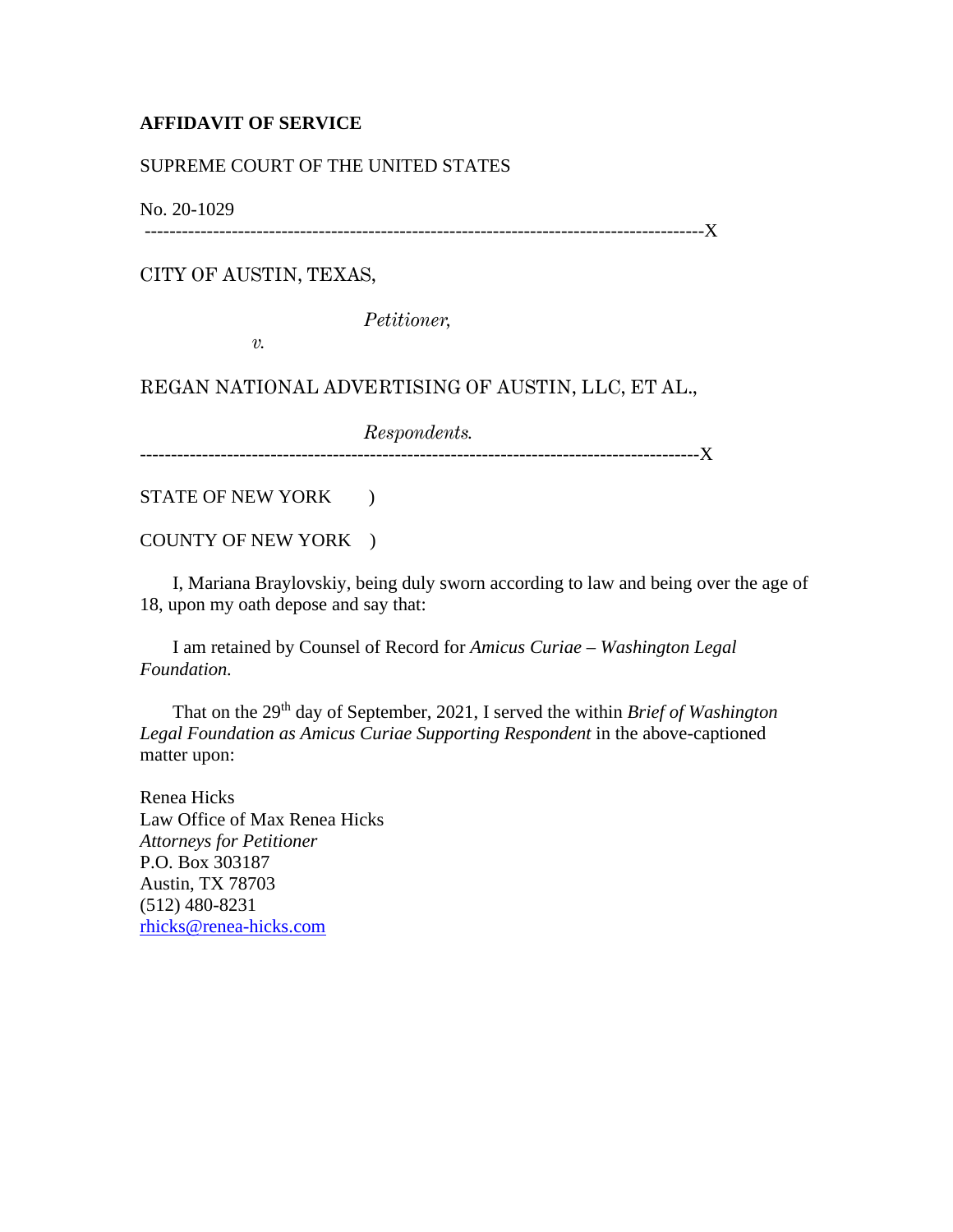**AFFIDAVIT OF SERVICE**

SUPREME COURT OF THE UNITED STATES

No. 20-1029

------------------------------------------------------------------------------------------X

CITY OF AUSTIN, TEXAS,

*Petitioner,*

*v.*

REGAN NATIONAL ADVERTISING OF AUSTIN, LLC, ET AL.,

*Respondents.*

------------------------------------------------------------------------------------------X

STATE OF NEW YORK )

COUNTY OF NEW YORK )

I, Mariana Braylovskiy, being duly sworn according to law and being over the age of 18, upon my oath depose and say that:

I am retained by Counsel of Record for *Amicus Curiae – Washington Legal Foundation.*

That on the 29th day of September, 2021, I served the within *Brief of Washington Legal Foundation as Amicus Curiae Supporting Respondent* in the above-captioned matter upon:

Renea Hicks
Law Office of Max Renea Hicks
*Attorneys for Petitioner*
P.O. Box 303187
Austin, TX 78703
(512) 480-8231
rhicks@renea-hicks.com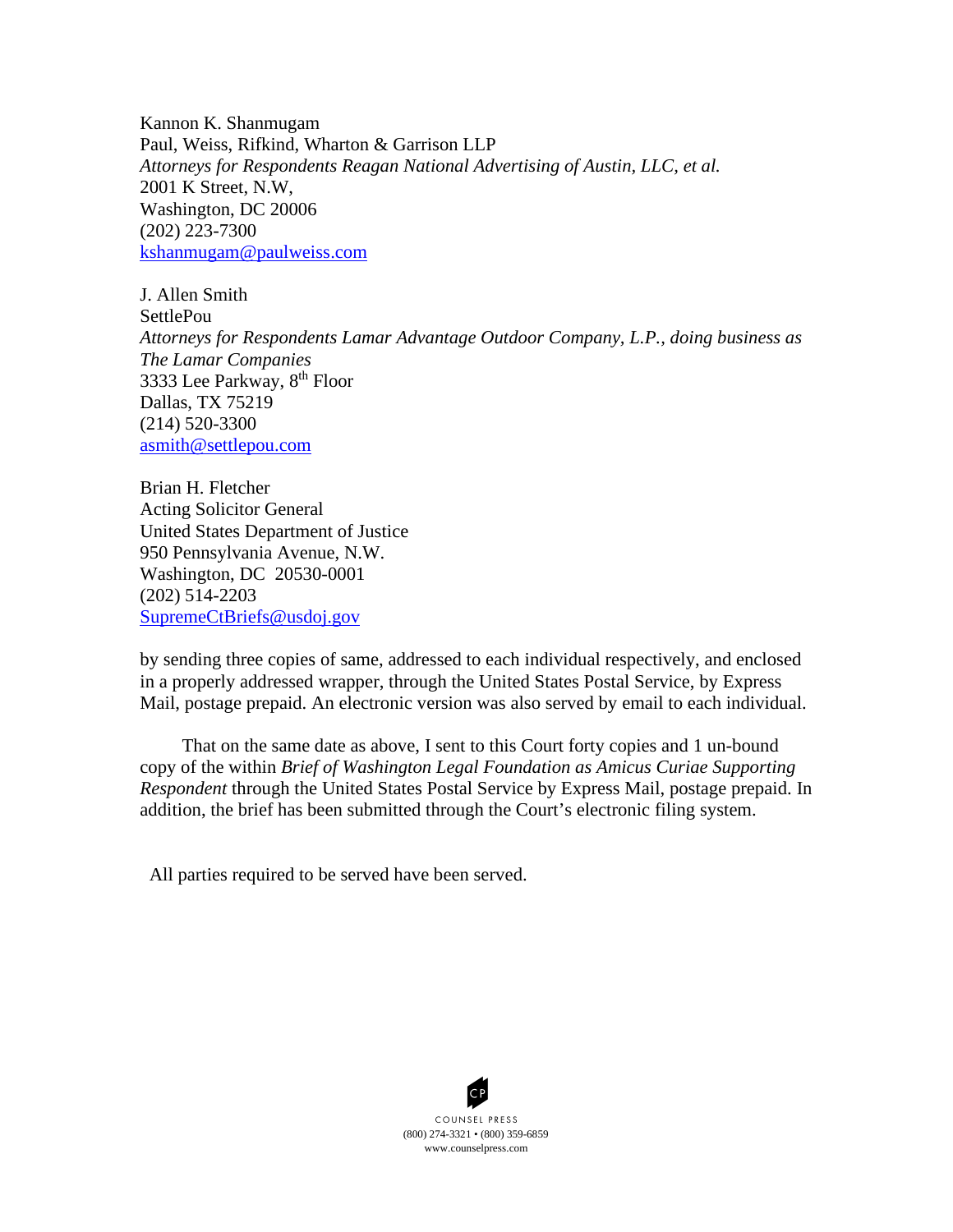Kannon K. Shanmugam
Paul, Weiss, Rifkind, Wharton & Garrison LLP
*Attorneys for Respondents Reagan National Advertising of Austin, LLC, et al.*
2001 K Street, N.W,
Washington, DC 20006
(202) 223-7300
kshanmugam@paulweiss.com

J. Allen Smith
SettlePou
*Attorneys for Respondents Lamar Advantage Outdoor Company, L.P., doing business as The Lamar Companies*
3333 Lee Parkway, 8th Floor
Dallas, TX 75219
(214) 520-3300
asmith@settlepou.com

Brian H. Fletcher
Acting Solicitor General
United States Department of Justice
950 Pennsylvania Avenue, N.W.
Washington, DC 20530-0001
(202) 514-2203
SupremeCtBriefs@usdoj.gov

by sending three copies of same, addressed to each individual respectively, and enclosed in a properly addressed wrapper, through the United States Postal Service, by Express Mail, postage prepaid. An electronic version was also served by email to each individual.

That on the same date as above, I sent to this Court forty copies and 1 un-bound copy of the within *Brief of Washington Legal Foundation as Amicus Curiae Supporting Respondent* through the United States Postal Service by Express Mail, postage prepaid. In addition, the brief has been submitted through the Court's electronic filing system.

All parties required to be served have been served.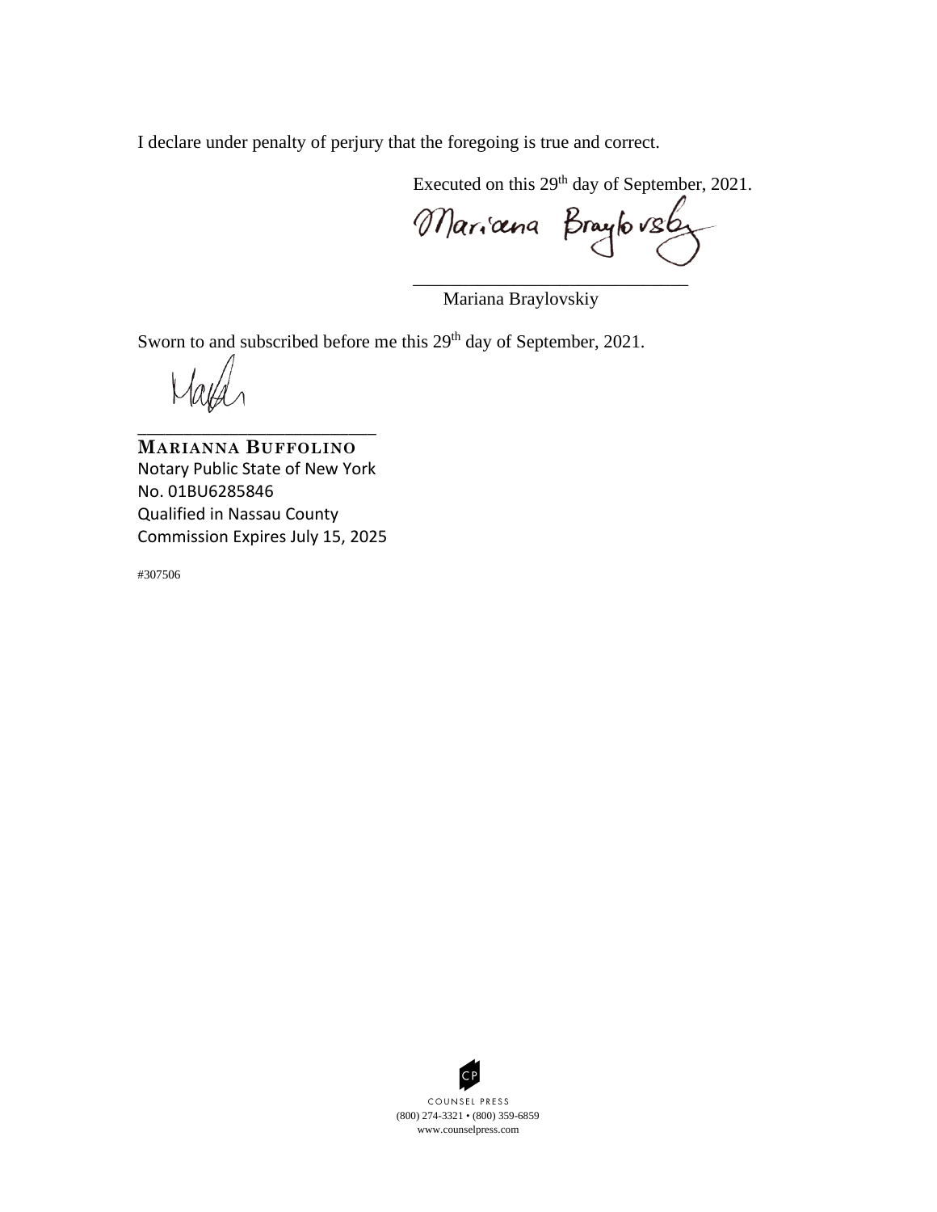I declare under penalty of perjury that the foregoing is true and correct.

Executed on this 29th day of September, 2021.

\_\_\_\_\_\_\_\_\_\_\_\_\_\_\_\_\_\_\_\_\_\_\_\_\_\_\_\_\_\_

Mariana Braylovskiy

Sworn to and subscribed before me this 29th day of September, 2021.

\_\_\_\_\_\_\_\_\_\_\_\_\_\_\_\_\_\_\_\_\_\_\_\_\_\_\_\_\_\_

**MARIANNA BUFFOLINO**
Notary Public State of New York
No. 01BU6285846
Qualified in Nassau County
Commission Expires July 15, 2025

#307506

COUNSEL PRESS
(800) 274-3321 • (800) 359-6859
www.counselpress.com